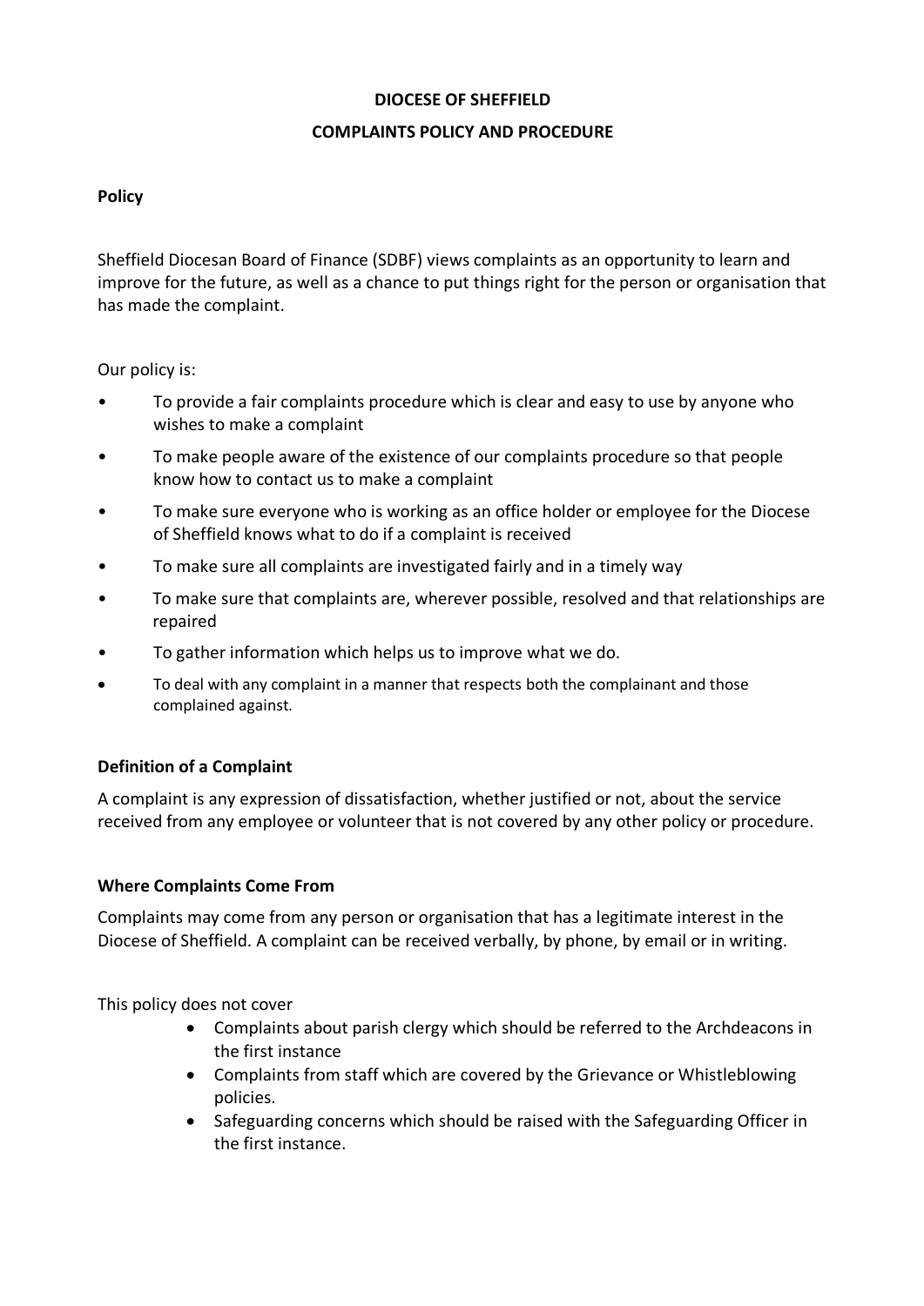# DIOCESE OF SHEFFIELD

## COMPLAINTS POLICY AND PROCEDURE

### Policy

Sheffield Diocesan Board of Finance (SDBF) views complaints as an opportunity to learn and improve for the future, as well as a chance to put things right for the person or organisation that has made the complaint.

Our policy is:

- To provide a fair complaints procedure which is clear and easy to use by anyone who wishes to make a complaint
- To make people aware of the existence of our complaints procedure so that people know how to contact us to make a complaint
- To make sure everyone who is working as an office holder or employee for the Diocese of Sheffield knows what to do if a complaint is received
- To make sure all complaints are investigated fairly and in a timely way
- To make sure that complaints are, wherever possible, resolved and that relationships are repaired
- To gather information which helps us to improve what we do.
- To deal with any complaint in a manner that respects both the complainant and those complained against.

### Definition of a Complaint

A complaint is any expression of dissatisfaction, whether justified or not, about the service received from any employee or volunteer that is not covered by any other policy or procedure.

### Where Complaints Come From

Complaints may come from any person or organisation that has a legitimate interest in the Diocese of Sheffield. A complaint can be received verbally, by phone, by email or in writing.

This policy does not cover

- Complaints about parish clergy which should be referred to the Archdeacons in the first instance
- Complaints from staff which are covered by the Grievance or Whistleblowing policies.
- Safeguarding concerns which should be raised with the Safeguarding Officer in the first instance.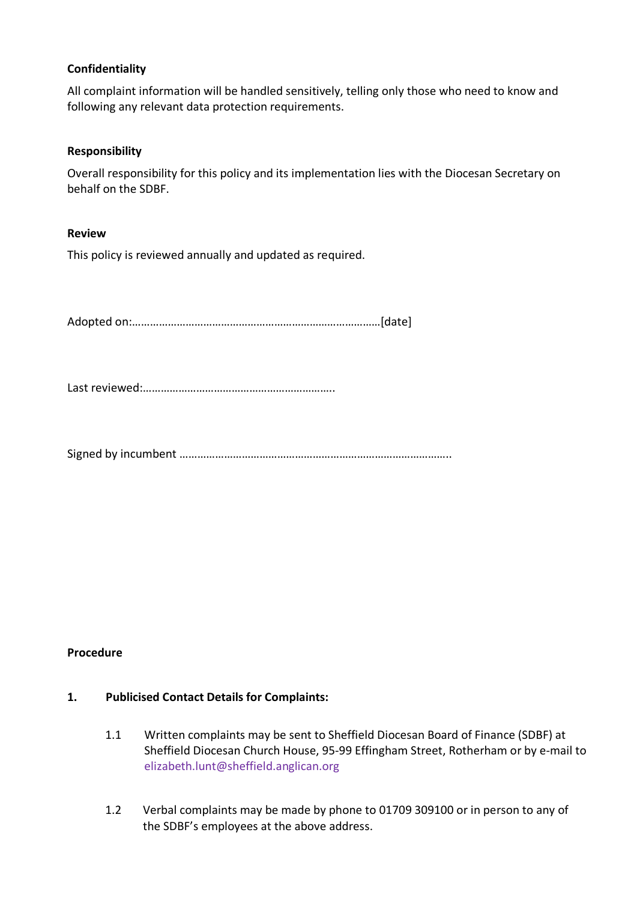**Confidentiality**

All complaint information will be handled sensitively, telling only those who need to know and following any relevant data protection requirements.

**Responsibility**

Overall responsibility for this policy and its implementation lies with the Diocesan Secretary on behalf on the SDBF.

**Review**

This policy is reviewed annually and updated as required.

Adopted on:…………………………………………………………………………[date]

Last reviewed:………………………………………………………..

Signed by incumbent ………………………………………………………………………………..

**Procedure**

**1. Publicised Contact Details for Complaints:**

1.1 Written complaints may be sent to Sheffield Diocesan Board of Finance (SDBF) at Sheffield Diocesan Church House, 95-99 Effingham Street, Rotherham or by e-mail to elizabeth.lunt@sheffield.anglican.org

1.2 Verbal complaints may be made by phone to 01709 309100 or in person to any of the SDBF's employees at the above address.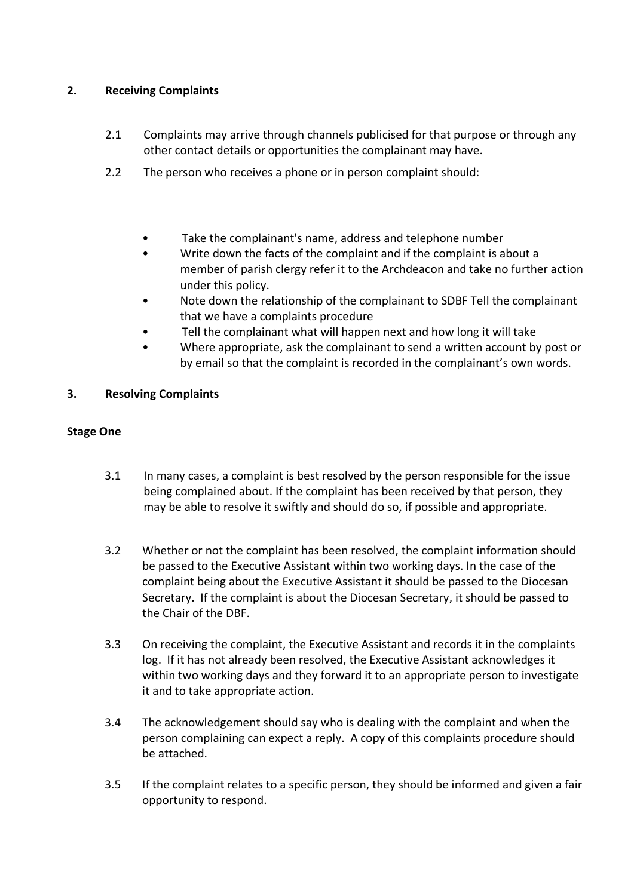## 2. Receiving Complaints

2.1 Complaints may arrive through channels publicised for that purpose or through any other contact details or opportunities the complainant may have.

2.2 The person who receives a phone or in person complaint should:

- Take the complainant's name, address and telephone number
- Write down the facts of the complaint and if the complaint is about a member of parish clergy refer it to the Archdeacon and take no further action under this policy.
- Note down the relationship of the complainant to SDBF Tell the complainant that we have a complaints procedure
- Tell the complainant what will happen next and how long it will take
- Where appropriate, ask the complainant to send a written account by post or by email so that the complaint is recorded in the complainant's own words.

## 3. Resolving Complaints

### Stage One

3.1 In many cases, a complaint is best resolved by the person responsible for the issue being complained about. If the complaint has been received by that person, they may be able to resolve it swiftly and should do so, if possible and appropriate.

3.2 Whether or not the complaint has been resolved, the complaint information should be passed to the Executive Assistant within two working days. In the case of the complaint being about the Executive Assistant it should be passed to the Diocesan Secretary. If the complaint is about the Diocesan Secretary, it should be passed to the Chair of the DBF.

3.3 On receiving the complaint, the Executive Assistant and records it in the complaints log. If it has not already been resolved, the Executive Assistant acknowledges it within two working days and they forward it to an appropriate person to investigate it and to take appropriate action.

3.4 The acknowledgement should say who is dealing with the complaint and when the person complaining can expect a reply. A copy of this complaints procedure should be attached.

3.5 If the complaint relates to a specific person, they should be informed and given a fair opportunity to respond.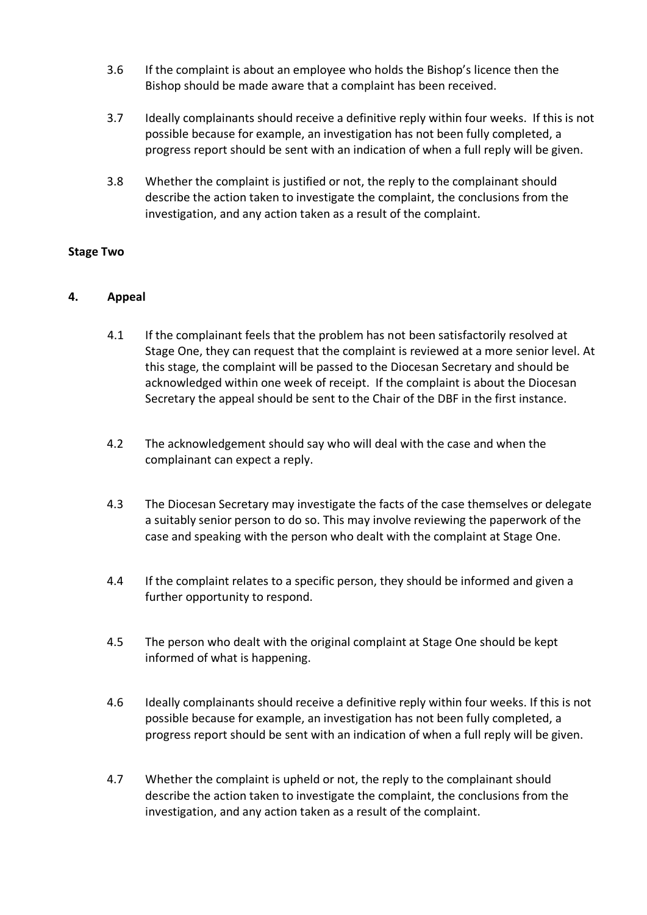3.6 If the complaint is about an employee who holds the Bishop's licence then the Bishop should be made aware that a complaint has been received.

3.7 Ideally complainants should receive a definitive reply within four weeks. If this is not possible because for example, an investigation has not been fully completed, a progress report should be sent with an indication of when a full reply will be given.

3.8 Whether the complaint is justified or not, the reply to the complainant should describe the action taken to investigate the complaint, the conclusions from the investigation, and any action taken as a result of the complaint.

**Stage Two**

**4. Appeal**

4.1 If the complainant feels that the problem has not been satisfactorily resolved at Stage One, they can request that the complaint is reviewed at a more senior level. At this stage, the complaint will be passed to the Diocesan Secretary and should be acknowledged within one week of receipt. If the complaint is about the Diocesan Secretary the appeal should be sent to the Chair of the DBF in the first instance.

4.2 The acknowledgement should say who will deal with the case and when the complainant can expect a reply.

4.3 The Diocesan Secretary may investigate the facts of the case themselves or delegate a suitably senior person to do so. This may involve reviewing the paperwork of the case and speaking with the person who dealt with the complaint at Stage One.

4.4 If the complaint relates to a specific person, they should be informed and given a further opportunity to respond.

4.5 The person who dealt with the original complaint at Stage One should be kept informed of what is happening.

4.6 Ideally complainants should receive a definitive reply within four weeks. If this is not possible because for example, an investigation has not been fully completed, a progress report should be sent with an indication of when a full reply will be given.

4.7 Whether the complaint is upheld or not, the reply to the complainant should describe the action taken to investigate the complaint, the conclusions from the investigation, and any action taken as a result of the complaint.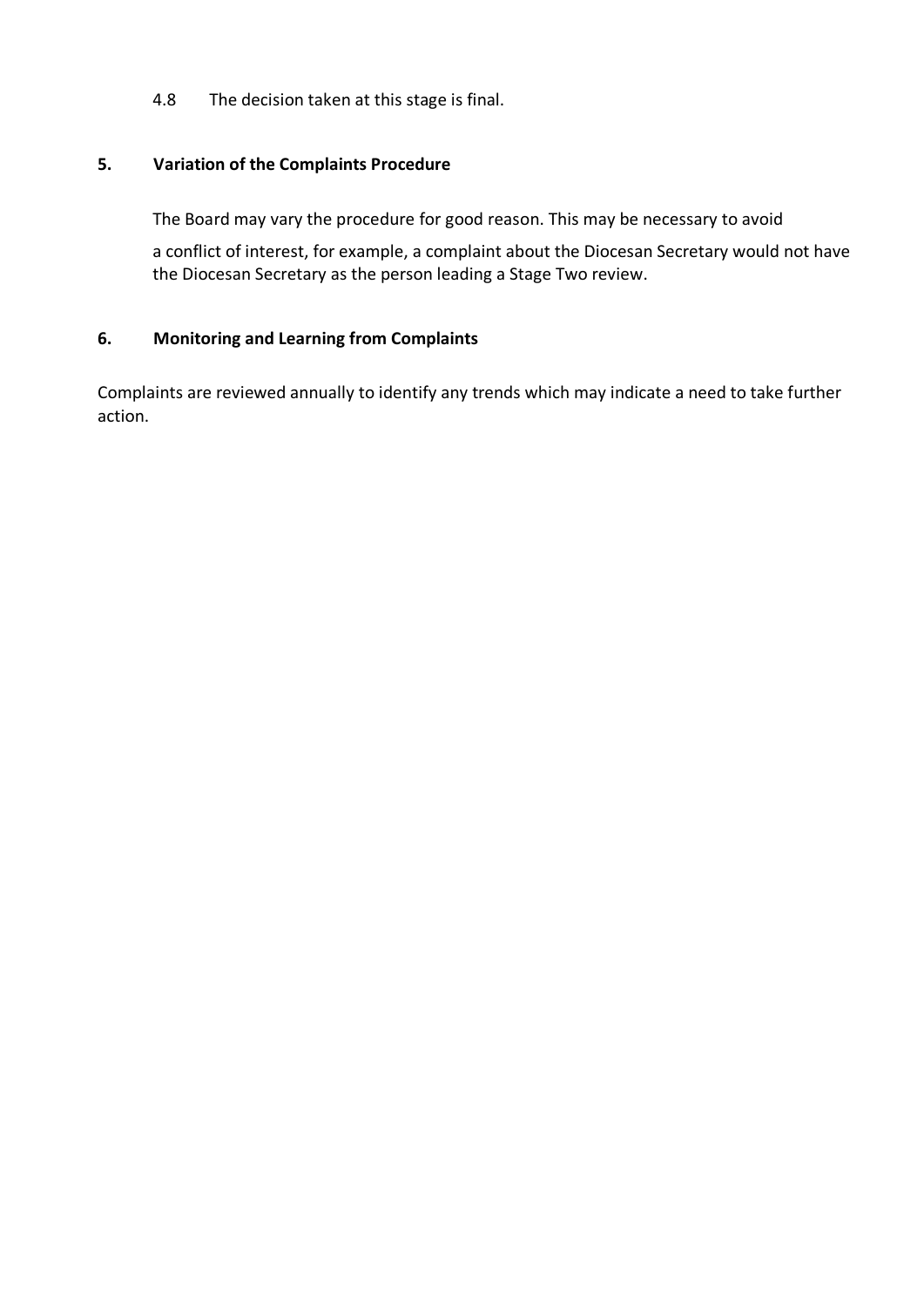4.8 The decision taken at this stage is final.

## 5. Variation of the Complaints Procedure

The Board may vary the procedure for good reason. This may be necessary to avoid a conflict of interest, for example, a complaint about the Diocesan Secretary would not have the Diocesan Secretary as the person leading a Stage Two review.

## 6. Monitoring and Learning from Complaints

Complaints are reviewed annually to identify any trends which may indicate a need to take further action.